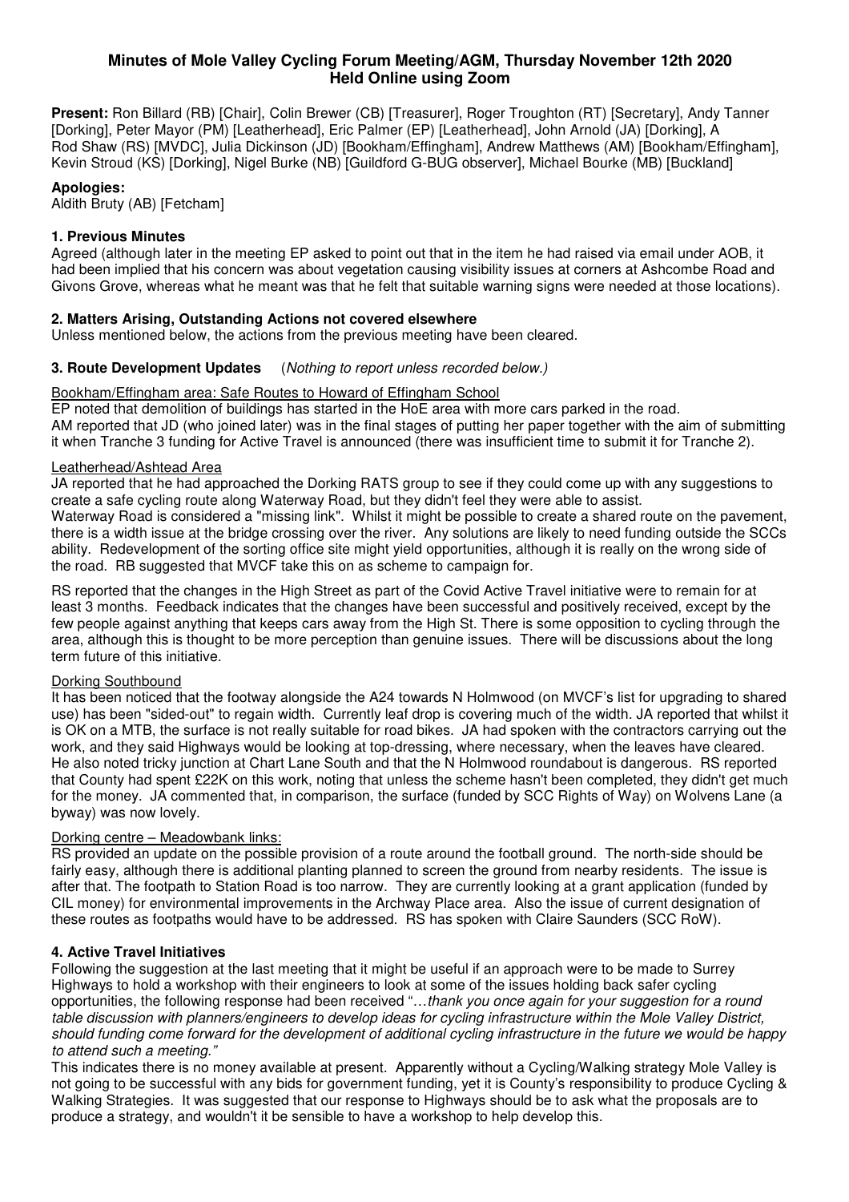# Minutes of Mole Valley Cycling Forum Meeting/AGM, Thursday November 12th 2020
## Held Online using Zoom

**Present:** Ron Billard (RB) [Chair], Colin Brewer (CB) [Treasurer], Roger Troughton (RT) [Secretary], Andy Tanner [Dorking], Peter Mayor (PM) [Leatherhead], Eric Palmer (EP) [Leatherhead], John Arnold (JA) [Dorking], A Rod Shaw (RS) [MVDC], Julia Dickinson (JD) [Bookham/Effingham], Andrew Matthews (AM) [Bookham/Effingham], Kevin Stroud (KS) [Dorking], Nigel Burke (NB) [Guildford G-BUG observer], Michael Bourke (MB) [Buckland]

**Apologies:**
Aldith Bruty (AB) [Fetcham]

### 1. Previous Minutes

Agreed (although later in the meeting EP asked to point out that in the item he had raised via email under AOB, it had been implied that his concern was about vegetation causing visibility issues at corners at Ashcombe Road and Givons Grove, whereas what he meant was that he felt that suitable warning signs were needed at those locations).

### 2. Matters Arising, Outstanding Actions not covered elsewhere

Unless mentioned below, the actions from the previous meeting have been cleared.

### 3. Route Development Updates (*Nothing to report unless recorded below.*)

Bookham/Effingham area: Safe Routes to Howard of Effingham School

EP noted that demolition of buildings has started in the HoE area with more cars parked in the road.
AM reported that JD (who joined later) was in the final stages of putting her paper together with the aim of submitting it when Tranche 3 funding for Active Travel is announced (there was insufficient time to submit it for Tranche 2).

Leatherhead/Ashtead Area

JA reported that he had approached the Dorking RATS group to see if they could come up with any suggestions to create a safe cycling route along Waterway Road, but they didn't feel they were able to assist.
Waterway Road is considered a "missing link". Whilst it might be possible to create a shared route on the pavement, there is a width issue at the bridge crossing over the river. Any solutions are likely to need funding outside the SCCs ability. Redevelopment of the sorting office site might yield opportunities, although it is really on the wrong side of the road. RB suggested that MVCF take this on as scheme to campaign for.

RS reported that the changes in the High Street as part of the Covid Active Travel initiative were to remain for at least 3 months. Feedback indicates that the changes have been successful and positively received, except by the few people against anything that keeps cars away from the High St. There is some opposition to cycling through the area, although this is thought to be more perception than genuine issues. There will be discussions about the long term future of this initiative.

Dorking Southbound

It has been noticed that the footway alongside the A24 towards N Holmwood (on MVCF's list for upgrading to shared use) has been "sided-out" to regain width. Currently leaf drop is covering much of the width. JA reported that whilst it is OK on a MTB, the surface is not really suitable for road bikes. JA had spoken with the contractors carrying out the work, and they said Highways would be looking at top-dressing, where necessary, when the leaves have cleared. He also noted tricky junction at Chart Lane South and that the N Holmwood roundabout is dangerous. RS reported that County had spent £22K on this work, noting that unless the scheme hasn't been completed, they didn't get much for the money. JA commented that, in comparison, the surface (funded by SCC Rights of Way) on Wolvens Lane (a byway) was now lovely.

Dorking centre – Meadowbank links:

RS provided an update on the possible provision of a route around the football ground. The north-side should be fairly easy, although there is additional planting planned to screen the ground from nearby residents. The issue is after that. The footpath to Station Road is too narrow. They are currently looking at a grant application (funded by CIL money) for environmental improvements in the Archway Place area. Also the issue of current designation of these routes as footpaths would have to be addressed. RS has spoken with Claire Saunders (SCC RoW).

### 4. Active Travel Initiatives

Following the suggestion at the last meeting that it might be useful if an approach were to be made to Surrey Highways to hold a workshop with their engineers to look at some of the issues holding back safer cycling opportunities, the following response had been received "…*thank you once again for your suggestion for a round table discussion with planners/engineers to develop ideas for cycling infrastructure within the Mole Valley District, should funding come forward for the development of additional cycling infrastructure in the future we would be happy to attend such a meeting.*"

This indicates there is no money available at present. Apparently without a Cycling/Walking strategy Mole Valley is not going to be successful with any bids for government funding, yet it is County's responsibility to produce Cycling & Walking Strategies. It was suggested that our response to Highways should be to ask what the proposals are to produce a strategy, and wouldn't it be sensible to have a workshop to help develop this.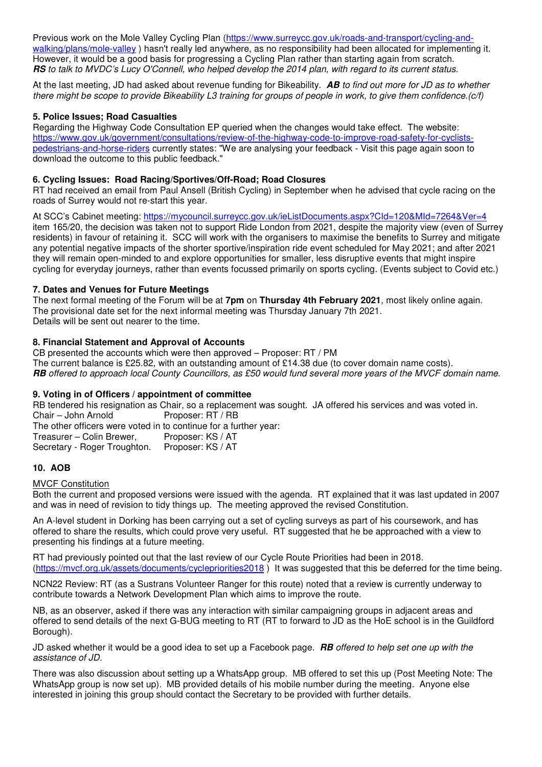Previous work on the Mole Valley Cycling Plan (https://www.surreycc.gov.uk/roads-and-transport/cycling-and-walking/plans/mole-valley ) hasn't really led anywhere, as no responsibility had been allocated for implementing it. However, it would be a good basis for progressing a Cycling Plan rather than starting again from scratch. ***RS*** *to talk to MVDC's Lucy O'Connell, who helped develop the 2014 plan, with regard to its current status.*

At the last meeting, JD had asked about revenue funding for Bikeability. ***AB*** *to find out more for JD as to whether there might be scope to provide Bikeability L3 training for groups of people in work, to give them confidence.(c/f)*

### 5. Police Issues; Road Casualties

Regarding the Highway Code Consultation EP queried when the changes would take effect. The website: https://www.gov.uk/government/consultations/review-of-the-highway-code-to-improve-road-safety-for-cyclists-pedestrians-and-horse-riders currently states: "We are analysing your feedback - Visit this page again soon to download the outcome to this public feedback."

### 6. Cycling Issues: Road Racing/Sportives/Off-Road; Road Closures

RT had received an email from Paul Ansell (British Cycling) in September when he advised that cycle racing on the roads of Surrey would not re-start this year.

At SCC's Cabinet meeting: https://mycouncil.surreycc.gov.uk/ieListDocuments.aspx?CId=120&MId=7264&Ver=4 item 165/20, the decision was taken not to support Ride London from 2021, despite the majority view (even of Surrey residents) in favour of retaining it. SCC will work with the organisers to maximise the benefits to Surrey and mitigate any potential negative impacts of the shorter sportive/inspiration ride event scheduled for May 2021; and after 2021 they will remain open-minded to and explore opportunities for smaller, less disruptive events that might inspire cycling for everyday journeys, rather than events focussed primarily on sports cycling. (Events subject to Covid etc.)

### 7. Dates and Venues for Future Meetings

The next formal meeting of the Forum will be at **7pm** on **Thursday 4th February 2021**, most likely online again.
The provisional date set for the next informal meeting was Thursday January 7th 2021.
Details will be sent out nearer to the time.

### 8. Financial Statement and Approval of Accounts

CB presented the accounts which were then approved – Proposer: RT / PM
The current balance is £25.82, with an outstanding amount of £14.38 due (to cover domain name costs).
***RB*** *offered to approach local County Councillors, as £50 would fund several more years of the MVCF domain name.*

### 9. Voting in of Officers / appointment of committee

RB tendered his resignation as Chair, so a replacement was sought. JA offered his services and was voted in.

Chair – John Arnold	Proposer: RT / RB

The other officers were voted in to continue for a further year:

Treasurer – Colin Brewer,	Proposer: KS / AT
Secretary - Roger Troughton.	Proposer: KS / AT

### 10. AOB

<u>MVCF Constitution</u>

Both the current and proposed versions were issued with the agenda. RT explained that it was last updated in 2007 and was in need of revision to tidy things up. The meeting approved the revised Constitution.

An A-level student in Dorking has been carrying out a set of cycling surveys as part of his coursework, and has offered to share the results, which could prove very useful. RT suggested that he be approached with a view to presenting his findings at a future meeting.

RT had previously pointed out that the last review of our Cycle Route Priorities had been in 2018. (https://mvcf.org.uk/assets/documents/cyclepriorities2018 ) It was suggested that this be deferred for the time being.

NCN22 Review: RT (as a Sustrans Volunteer Ranger for this route) noted that a review is currently underway to contribute towards a Network Development Plan which aims to improve the route.

NB, as an observer, asked if there was any interaction with similar campaigning groups in adjacent areas and offered to send details of the next G-BUG meeting to RT (RT to forward to JD as the HoE school is in the Guildford Borough).

JD asked whether it would be a good idea to set up a Facebook page. ***RB*** *offered to help set one up with the assistance of JD.*

There was also discussion about setting up a WhatsApp group. MB offered to set this up (Post Meeting Note: The WhatsApp group is now set up). MB provided details of his mobile number during the meeting. Anyone else interested in joining this group should contact the Secretary to be provided with further details.